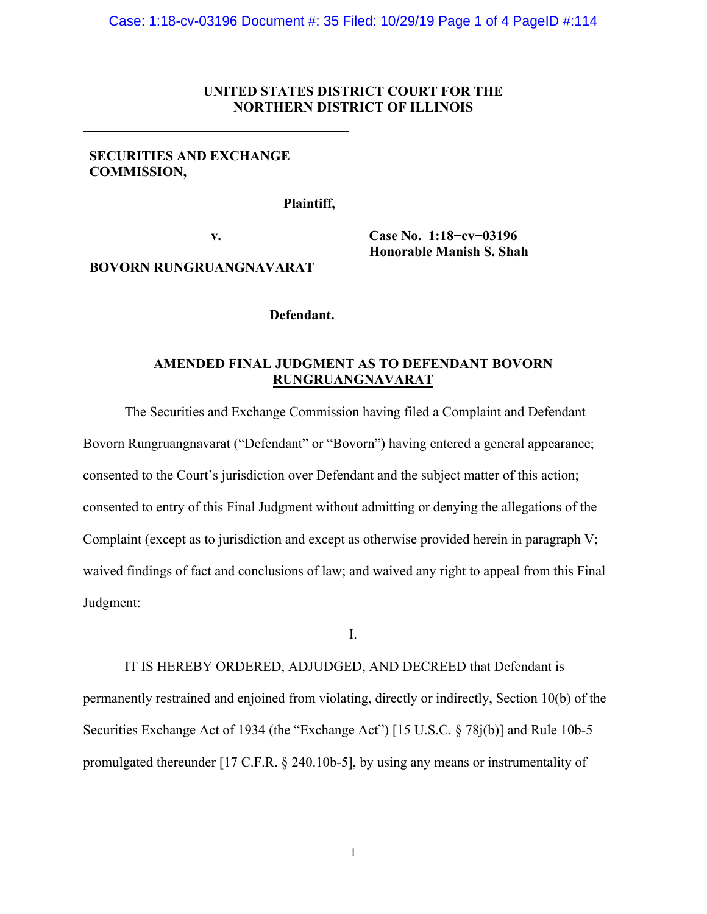**UNITED STATES DISTRICT COURT FOR THE NORTHERN DISTRICT OF ILLINOIS**

| | |
|---|---|
| **SECURITIES AND EXCHANGE COMMISSION,**<br><br>**Plaintiff,**<br><br>**v.**<br><br>**BOVORN RUNGRUANGNAVARAT**<br><br>**Defendant.** | **Case No. 1:18−cv−03196**<br>**Honorable Manish S. Shah** |

**AMENDED FINAL JUDGMENT AS TO DEFENDANT BOVORN RUNGRUANGNAVARAT**

The Securities and Exchange Commission having filed a Complaint and Defendant Bovorn Rungruangnavarat ("Defendant" or "Bovorn") having entered a general appearance; consented to the Court's jurisdiction over Defendant and the subject matter of this action; consented to entry of this Final Judgment without admitting or denying the allegations of the Complaint (except as to jurisdiction and except as otherwise provided herein in paragraph V; waived findings of fact and conclusions of law; and waived any right to appeal from this Final Judgment:

I.

IT IS HEREBY ORDERED, ADJUDGED, AND DECREED that Defendant is permanently restrained and enjoined from violating, directly or indirectly, Section 10(b) of the Securities Exchange Act of 1934 (the "Exchange Act") [15 U.S.C. § 78j(b)] and Rule 10b-5 promulgated thereunder [17 C.F.R. § 240.10b-5], by using any means or instrumentality of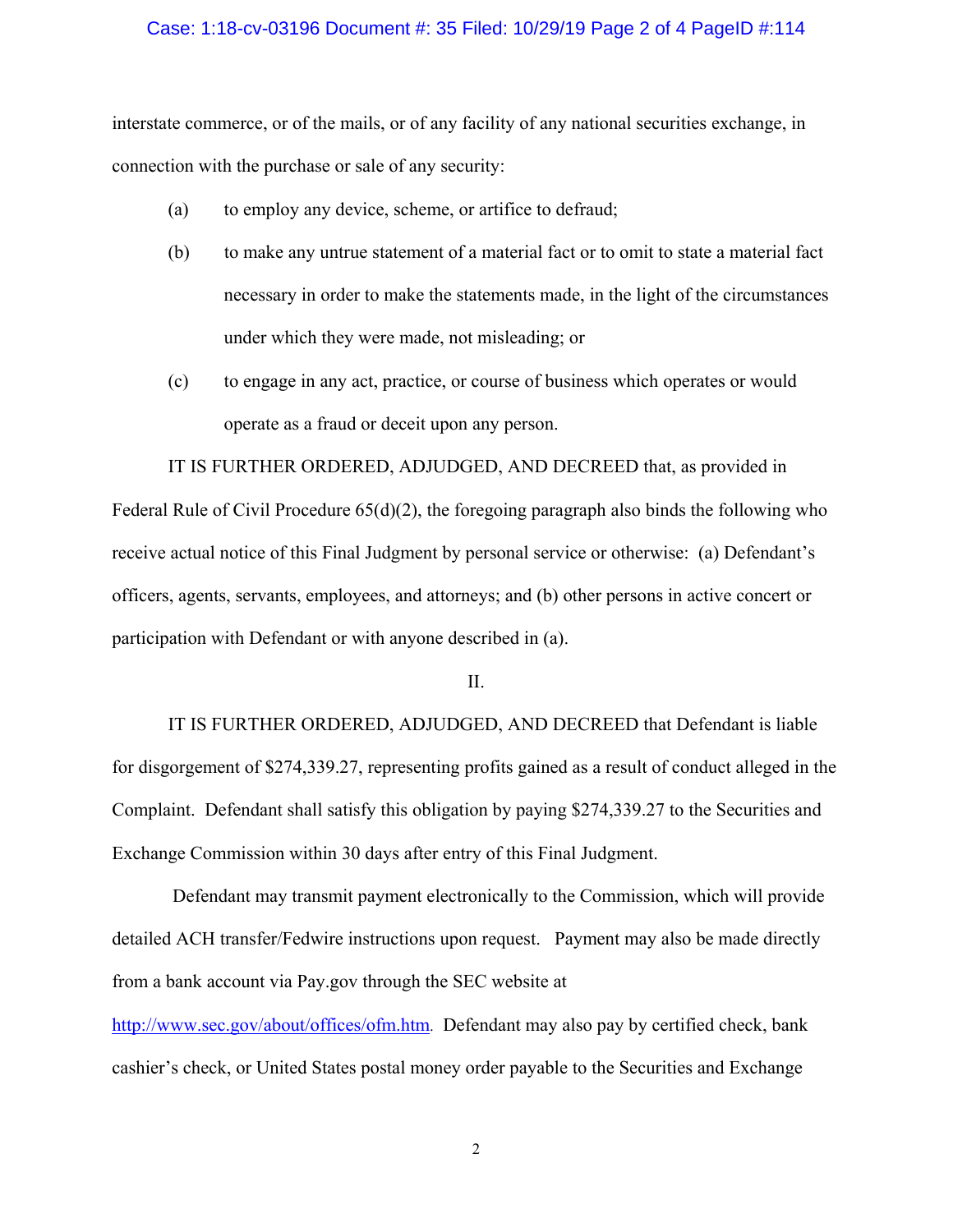interstate commerce, or of the mails, or of any facility of any national securities exchange, in connection with the purchase or sale of any security:

(a) to employ any device, scheme, or artifice to defraud;

(b) to make any untrue statement of a material fact or to omit to state a material fact necessary in order to make the statements made, in the light of the circumstances under which they were made, not misleading; or

(c) to engage in any act, practice, or course of business which operates or would operate as a fraud or deceit upon any person.

IT IS FURTHER ORDERED, ADJUDGED, AND DECREED that, as provided in Federal Rule of Civil Procedure 65(d)(2), the foregoing paragraph also binds the following who receive actual notice of this Final Judgment by personal service or otherwise: (a) Defendant's officers, agents, servants, employees, and attorneys; and (b) other persons in active concert or participation with Defendant or with anyone described in (a).

II.

IT IS FURTHER ORDERED, ADJUDGED, AND DECREED that Defendant is liable for disgorgement of $274,339.27, representing profits gained as a result of conduct alleged in the Complaint. Defendant shall satisfy this obligation by paying $274,339.27 to the Securities and Exchange Commission within 30 days after entry of this Final Judgment.

Defendant may transmit payment electronically to the Commission, which will provide detailed ACH transfer/Fedwire instructions upon request. Payment may also be made directly from a bank account via Pay.gov through the SEC website at http://www.sec.gov/about/offices/ofm.htm. Defendant may also pay by certified check, bank cashier's check, or United States postal money order payable to the Securities and Exchange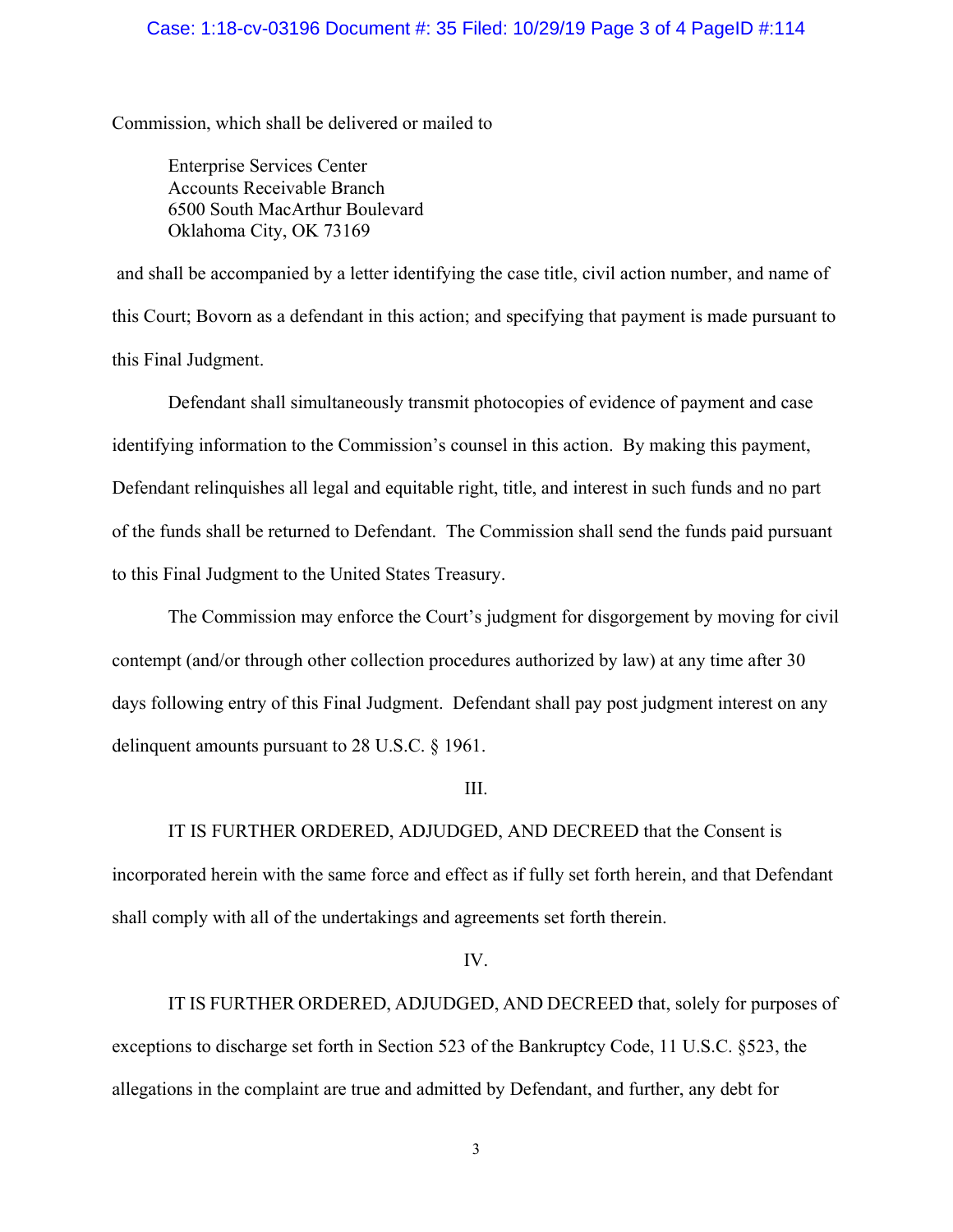Commission, which shall be delivered or mailed to

> Enterprise Services Center
> Accounts Receivable Branch
> 6500 South MacArthur Boulevard
> Oklahoma City, OK 73169

and shall be accompanied by a letter identifying the case title, civil action number, and name of this Court; Bovorn as a defendant in this action; and specifying that payment is made pursuant to this Final Judgment.

Defendant shall simultaneously transmit photocopies of evidence of payment and case identifying information to the Commission's counsel in this action. By making this payment, Defendant relinquishes all legal and equitable right, title, and interest in such funds and no part of the funds shall be returned to Defendant. The Commission shall send the funds paid pursuant to this Final Judgment to the United States Treasury.

The Commission may enforce the Court's judgment for disgorgement by moving for civil contempt (and/or through other collection procedures authorized by law) at any time after 30 days following entry of this Final Judgment. Defendant shall pay post judgment interest on any delinquent amounts pursuant to 28 U.S.C. § 1961.

III.

IT IS FURTHER ORDERED, ADJUDGED, AND DECREED that the Consent is incorporated herein with the same force and effect as if fully set forth herein, and that Defendant shall comply with all of the undertakings and agreements set forth therein.

IV.

IT IS FURTHER ORDERED, ADJUDGED, AND DECREED that, solely for purposes of exceptions to discharge set forth in Section 523 of the Bankruptcy Code, 11 U.S.C. §523, the allegations in the complaint are true and admitted by Defendant, and further, any debt for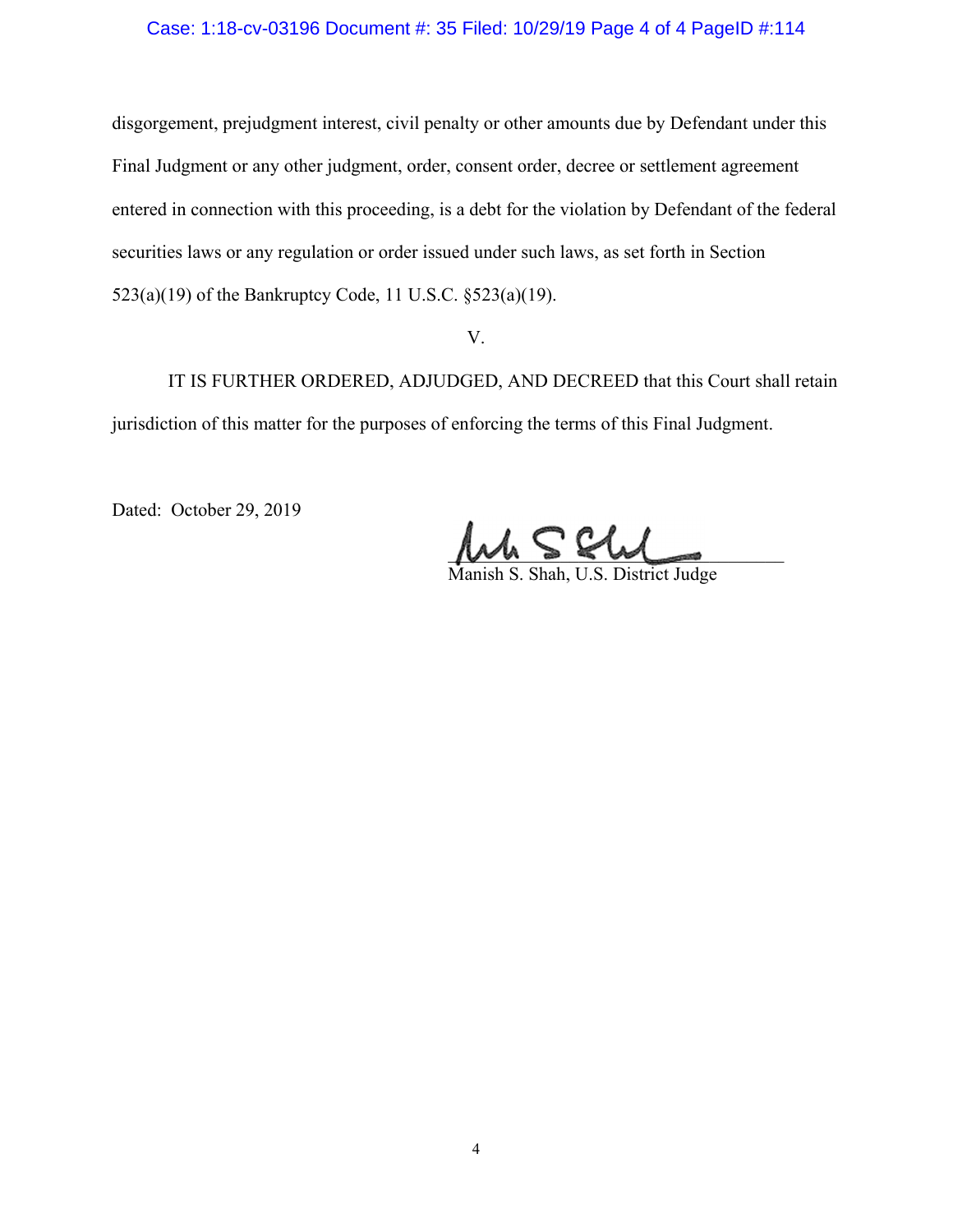disgorgement, prejudgment interest, civil penalty or other amounts due by Defendant under this Final Judgment or any other judgment, order, consent order, decree or settlement agreement entered in connection with this proceeding, is a debt for the violation by Defendant of the federal securities laws or any regulation or order issued under such laws, as set forth in Section 523(a)(19) of the Bankruptcy Code, 11 U.S.C. §523(a)(19).

V.

IT IS FURTHER ORDERED, ADJUDGED, AND DECREED that this Court shall retain jurisdiction of this matter for the purposes of enforcing the terms of this Final Judgment.

Dated: October 29, 2019

Manish S. Shah, U.S. District Judge